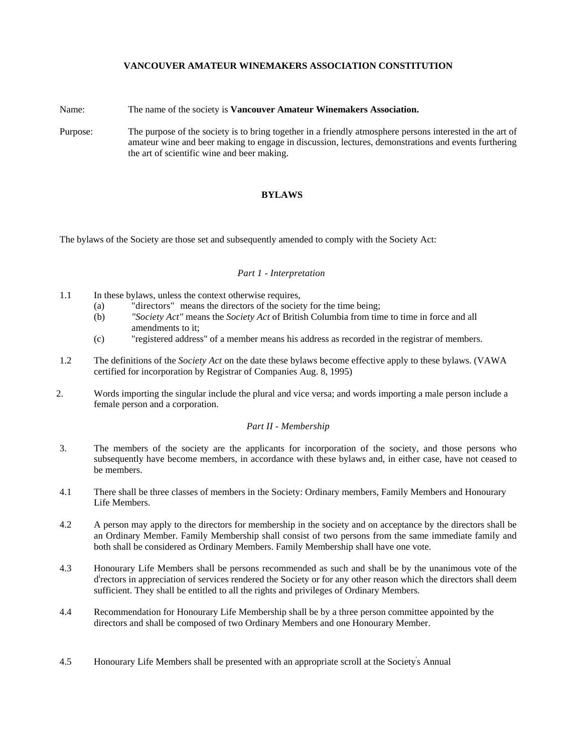# VANCOUVER AMATEUR WINEMAKERS ASSOCIATION CONSTITUTION

Name: The name of the society is **Vancouver Amateur Winemakers Association.**

Purpose: The purpose of the society is to bring together in a friendly atmosphere persons interested in the art of amateur wine and beer making to engage in discussion, lectures, demonstrations and events furthering the art of scientific wine and beer making.

## BYLAWS

The bylaws of the Society are those set and subsequently amended to comply with the Society Act:

### *Part 1 - Interpretation*

1.1 In these bylaws, unless the context otherwise requires,
   - (a) "directors" means the directors of the society for the time being;
   - (b) *"Society Act"* means the *Society Act* of British Columbia from time to time in force and all amendments to it;
   - (c) "registered address" of a member means his address as recorded in the registrar of members.

1.2 The definitions of the *Society Act* on the date these bylaws become effective apply to these bylaws. (VAWA certified for incorporation by Registrar of Companies Aug. 8, 1995)

2. Words importing the singular include the plural and vice versa; and words importing a male person include a female person and a corporation.

### *Part II - Membership*

3. The members of the society are the applicants for incorporation of the society, and those persons who subsequently have become members, in accordance with these bylaws and, in either case, have not ceased to be members.

4.1 There shall be three classes of members in the Society: Ordinary members, Family Members and Honourary Life Members.

4.2 A person may apply to the directors for membership in the society and on acceptance by the directors shall be an Ordinary Member. Family Membership shall consist of two persons from the same immediate family and both shall be considered as Ordinary Members. Family Membership shall have one vote.

4.3 Honourary Life Members shall be persons recommended as such and shall be by the unanimous vote of the directors in appreciation of services rendered the Society or for any other reason which the directors shall deem sufficient. They shall be entitled to all the rights and privileges of Ordinary Members.

4.4 Recommendation for Honourary Life Membership shall be by a three person committee appointed by the directors and shall be composed of two Ordinary Members and one Honourary Member.

4.5 Honourary Life Members shall be presented with an appropriate scroll at the Society's Annual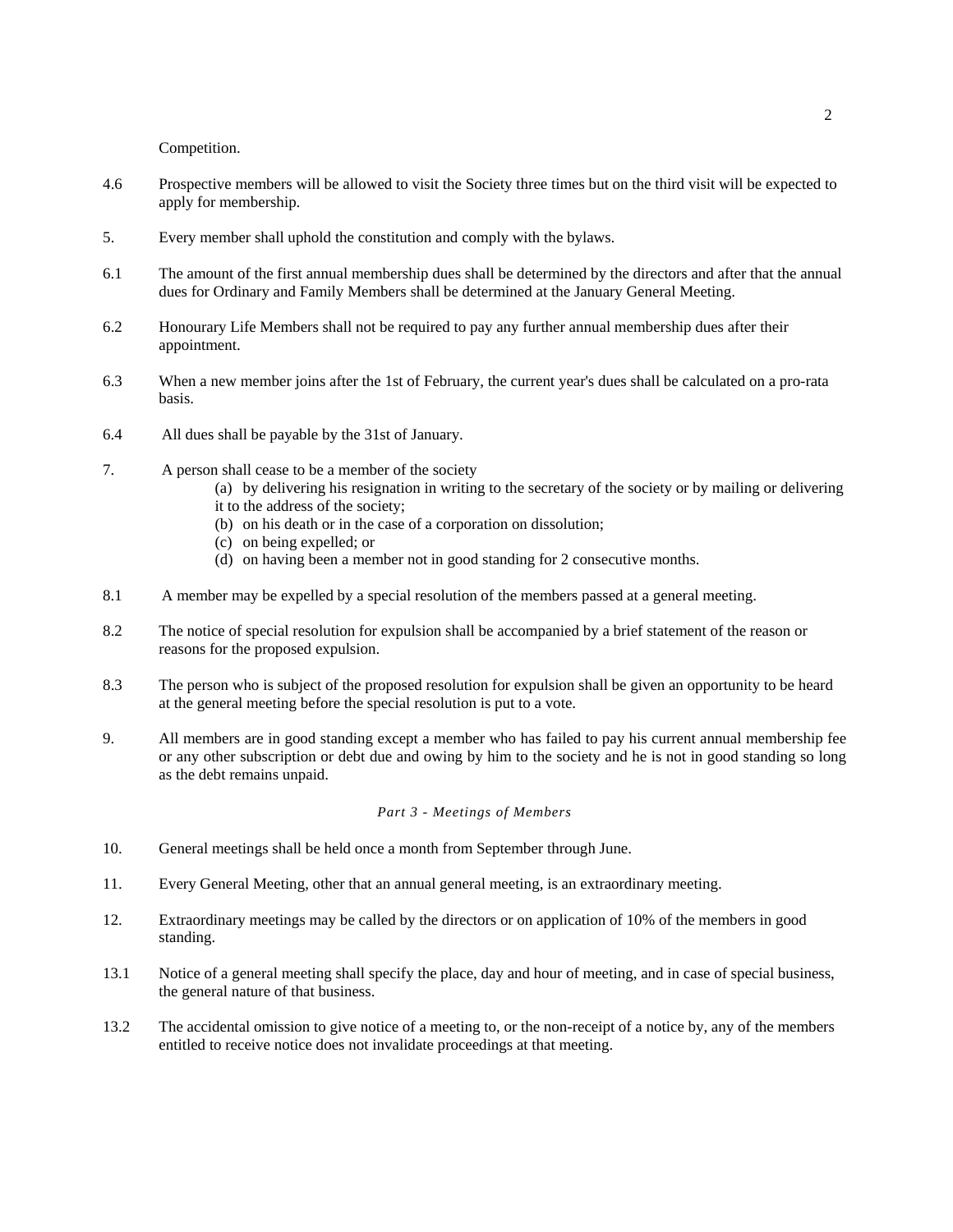Competition.

4.6 Prospective members will be allowed to visit the Society three times but on the third visit will be expected to apply for membership.

5. Every member shall uphold the constitution and comply with the bylaws.

6.1 The amount of the first annual membership dues shall be determined by the directors and after that the annual dues for Ordinary and Family Members shall be determined at the January General Meeting.

6.2 Honourary Life Members shall not be required to pay any further annual membership dues after their appointment.

6.3 When a new member joins after the 1st of February, the current year's dues shall be calculated on a pro-rata basis.

6.4 All dues shall be payable by the 31st of January.

7. A person shall cease to be a member of the society

   (a) by delivering his resignation in writing to the secretary of the society or by mailing or delivering it to the address of the society;

   (b) on his death or in the case of a corporation on dissolution;

   (c) on being expelled; or

   (d) on having been a member not in good standing for 2 consecutive months.

8.1 A member may be expelled by a special resolution of the members passed at a general meeting.

8.2 The notice of special resolution for expulsion shall be accompanied by a brief statement of the reason or reasons for the proposed expulsion.

8.3 The person who is subject of the proposed resolution for expulsion shall be given an opportunity to be heard at the general meeting before the special resolution is put to a vote.

9. All members are in good standing except a member who has failed to pay his current annual membership fee or any other subscription or debt due and owing by him to the society and he is not in good standing so long as the debt remains unpaid.

*Part 3 - Meetings of Members*

10. General meetings shall be held once a month from September through June.

11. Every General Meeting, other that an annual general meeting, is an extraordinary meeting.

12. Extraordinary meetings may be called by the directors or on application of 10% of the members in good standing.

13.1 Notice of a general meeting shall specify the place, day and hour of meeting, and in case of special business, the general nature of that business.

13.2 The accidental omission to give notice of a meeting to, or the non-receipt of a notice by, any of the members entitled to receive notice does not invalidate proceedings at that meeting.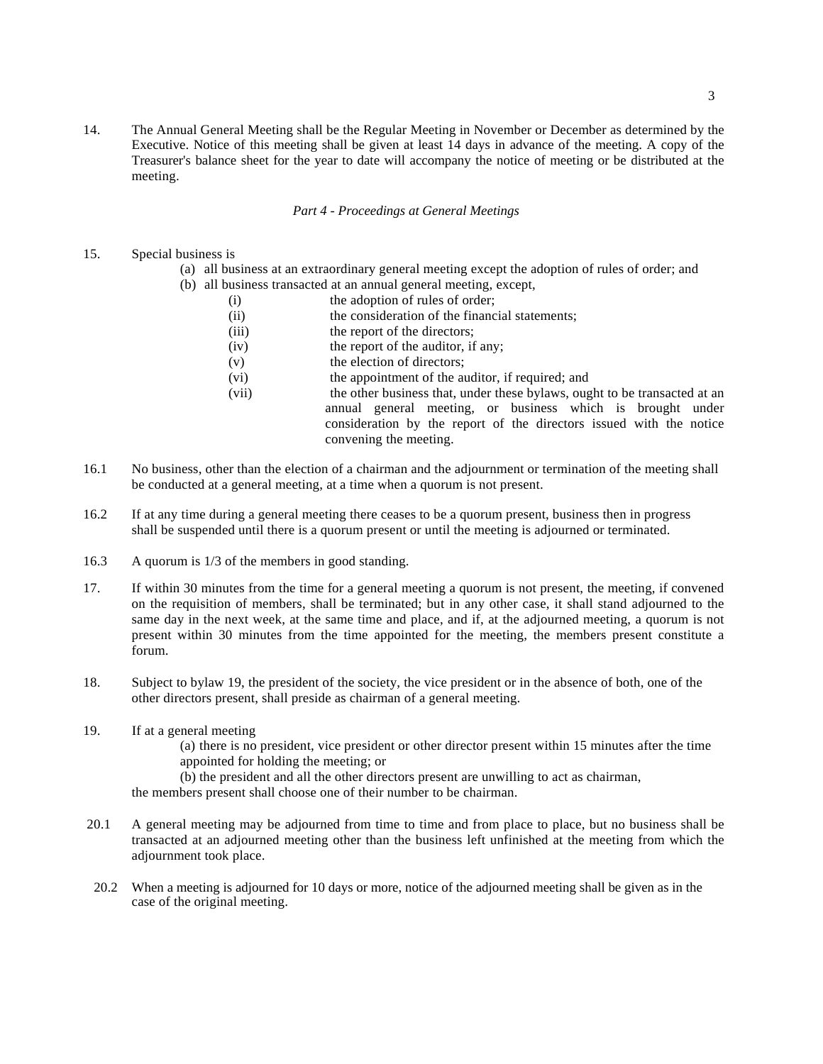14. The Annual General Meeting shall be the Regular Meeting in November or December as determined by the Executive. Notice of this meeting shall be given at least 14 days in advance of the meeting. A copy of the Treasurer's balance sheet for the year to date will accompany the notice of meeting or be distributed at the meeting.

*Part 4 - Proceedings at General Meetings*

15. Special business is

    (a) all business at an extraordinary general meeting except the adoption of rules of order; and

    (b) all business transacted at an annual general meeting, except,

    (i) the adoption of rules of order;

    (ii) the consideration of the financial statements;

    (iii) the report of the directors;

    (iv) the report of the auditor, if any;

    (v) the election of directors;

    (vi) the appointment of the auditor, if required; and

    (vii) the other business that, under these bylaws, ought to be transacted at an annual general meeting, or business which is brought under consideration by the report of the directors issued with the notice convening the meeting.

16.1 No business, other than the election of a chairman and the adjournment or termination of the meeting shall be conducted at a general meeting, at a time when a quorum is not present.

16.2 If at any time during a general meeting there ceases to be a quorum present, business then in progress shall be suspended until there is a quorum present or until the meeting is adjourned or terminated.

16.3 A quorum is 1/3 of the members in good standing.

17. If within 30 minutes from the time for a general meeting a quorum is not present, the meeting, if convened on the requisition of members, shall be terminated; but in any other case, it shall stand adjourned to the same day in the next week, at the same time and place, and if, at the adjourned meeting, a quorum is not present within 30 minutes from the time appointed for the meeting, the members present constitute a forum.

18. Subject to bylaw 19, the president of the society, the vice president or in the absence of both, one of the other directors present, shall preside as chairman of a general meeting.

19. If at a general meeting

    (a) there is no president, vice president or other director present within 15 minutes after the time appointed for holding the meeting; or

    (b) the president and all the other directors present are unwilling to act as chairman,

    the members present shall choose one of their number to be chairman.

20.1 A general meeting may be adjourned from time to time and from place to place, but no business shall be transacted at an adjourned meeting other than the business left unfinished at the meeting from which the adjournment took place.

20.2 When a meeting is adjourned for 10 days or more, notice of the adjourned meeting shall be given as in the case of the original meeting.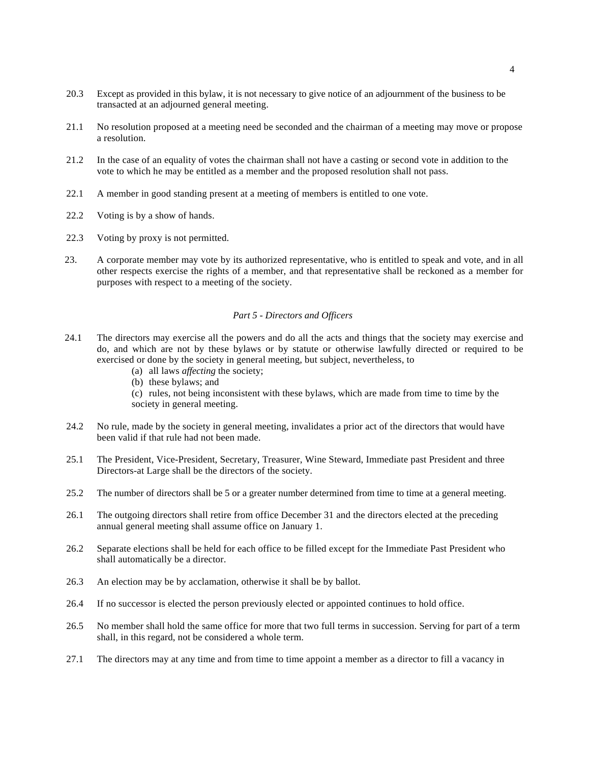20.3 Except as provided in this bylaw, it is not necessary to give notice of an adjournment of the business to be transacted at an adjourned general meeting.

21.1 No resolution proposed at a meeting need be seconded and the chairman of a meeting may move or propose a resolution.

21.2 In the case of an equality of votes the chairman shall not have a casting or second vote in addition to the vote to which he may be entitled as a member and the proposed resolution shall not pass.

22.1 A member in good standing present at a meeting of members is entitled to one vote.

22.2 Voting is by a show of hands.

22.3 Voting by proxy is not permitted.

23. A corporate member may vote by its authorized representative, who is entitled to speak and vote, and in all other respects exercise the rights of a member, and that representative shall be reckoned as a member for purposes with respect to a meeting of the society.

*Part 5 - Directors and Officers*

24.1 The directors may exercise all the powers and do all the acts and things that the society may exercise and do, and which are not by these bylaws or by statute or otherwise lawfully directed or required to be exercised or done by the society in general meeting, but subject, nevertheless, to

(a) all laws *affecting* the society;
(b) these bylaws; and
(c) rules, not being inconsistent with these bylaws, which are made from time to time by the society in general meeting.

24.2 No rule, made by the society in general meeting, invalidates a prior act of the directors that would have been valid if that rule had not been made.

25.1 The President, Vice-President, Secretary, Treasurer, Wine Steward, Immediate past President and three Directors-at Large shall be the directors of the society.

25.2 The number of directors shall be 5 or a greater number determined from time to time at a general meeting.

26.1 The outgoing directors shall retire from office December 31 and the directors elected at the preceding annual general meeting shall assume office on January 1.

26.2 Separate elections shall be held for each office to be filled except for the Immediate Past President who shall automatically be a director.

26.3 An election may be by acclamation, otherwise it shall be by ballot.

26.4 If no successor is elected the person previously elected or appointed continues to hold office.

26.5 No member shall hold the same office for more that two full terms in succession. Serving for part of a term shall, in this regard, not be considered a whole term.

27.1 The directors may at any time and from time to time appoint a member as a director to fill a vacancy in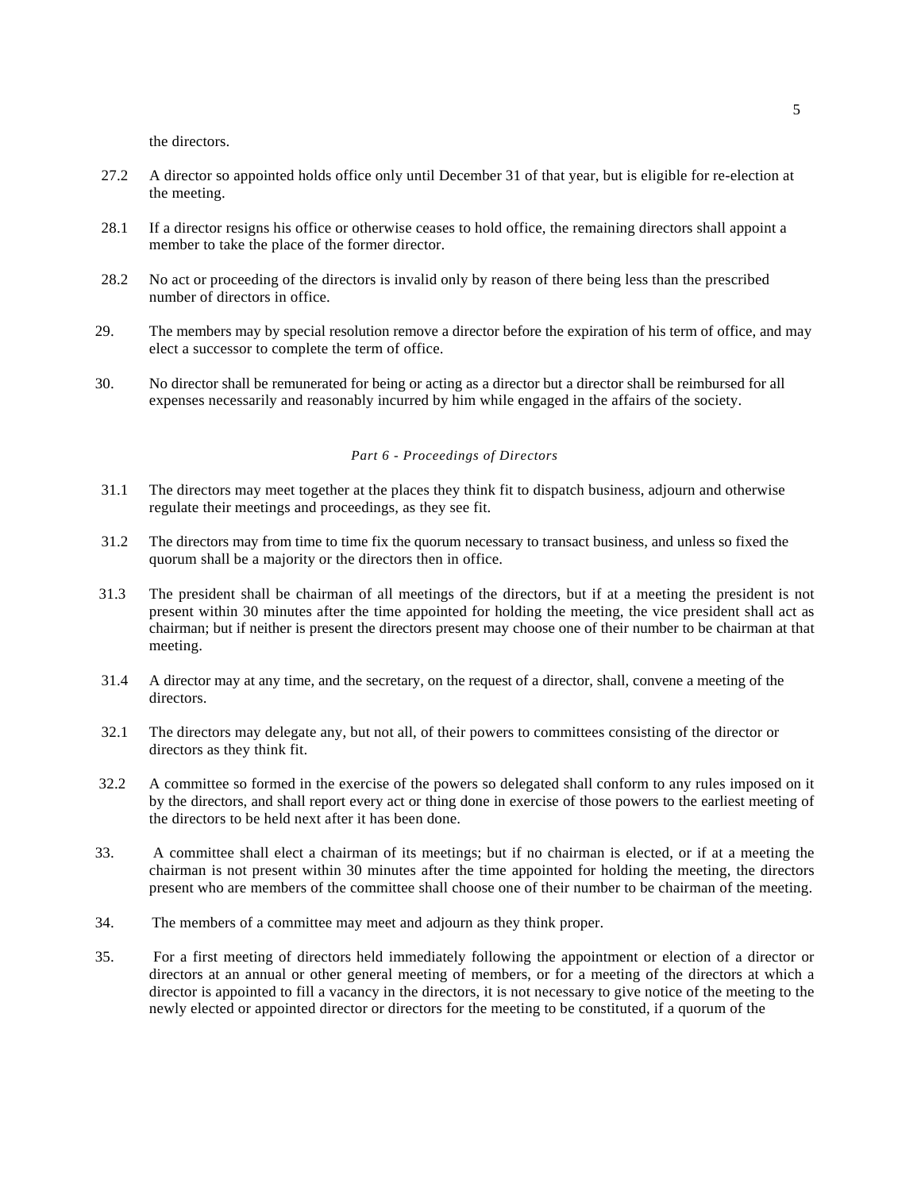the directors.

27.2 A director so appointed holds office only until December 31 of that year, but is eligible for re-election at the meeting.

28.1 If a director resigns his office or otherwise ceases to hold office, the remaining directors shall appoint a member to take the place of the former director.

28.2 No act or proceeding of the directors is invalid only by reason of there being less than the prescribed number of directors in office.

29. The members may by special resolution remove a director before the expiration of his term of office, and may elect a successor to complete the term of office.

30. No director shall be remunerated for being or acting as a director but a director shall be reimbursed for all expenses necessarily and reasonably incurred by him while engaged in the affairs of the society.

*Part 6 - Proceedings of Directors*

31.1 The directors may meet together at the places they think fit to dispatch business, adjourn and otherwise regulate their meetings and proceedings, as they see fit.

31.2 The directors may from time to time fix the quorum necessary to transact business, and unless so fixed the quorum shall be a majority or the directors then in office.

31.3 The president shall be chairman of all meetings of the directors, but if at a meeting the president is not present within 30 minutes after the time appointed for holding the meeting, the vice president shall act as chairman; but if neither is present the directors present may choose one of their number to be chairman at that meeting.

31.4 A director may at any time, and the secretary, on the request of a director, shall, convene a meeting of the directors.

32.1 The directors may delegate any, but not all, of their powers to committees consisting of the director or directors as they think fit.

32.2 A committee so formed in the exercise of the powers so delegated shall conform to any rules imposed on it by the directors, and shall report every act or thing done in exercise of those powers to the earliest meeting of the directors to be held next after it has been done.

33. A committee shall elect a chairman of its meetings; but if no chairman is elected, or if at a meeting the chairman is not present within 30 minutes after the time appointed for holding the meeting, the directors present who are members of the committee shall choose one of their number to be chairman of the meeting.

34. The members of a committee may meet and adjourn as they think proper.

35. For a first meeting of directors held immediately following the appointment or election of a director or directors at an annual or other general meeting of members, or for a meeting of the directors at which a director is appointed to fill a vacancy in the directors, it is not necessary to give notice of the meeting to the newly elected or appointed director or directors for the meeting to be constituted, if a quorum of the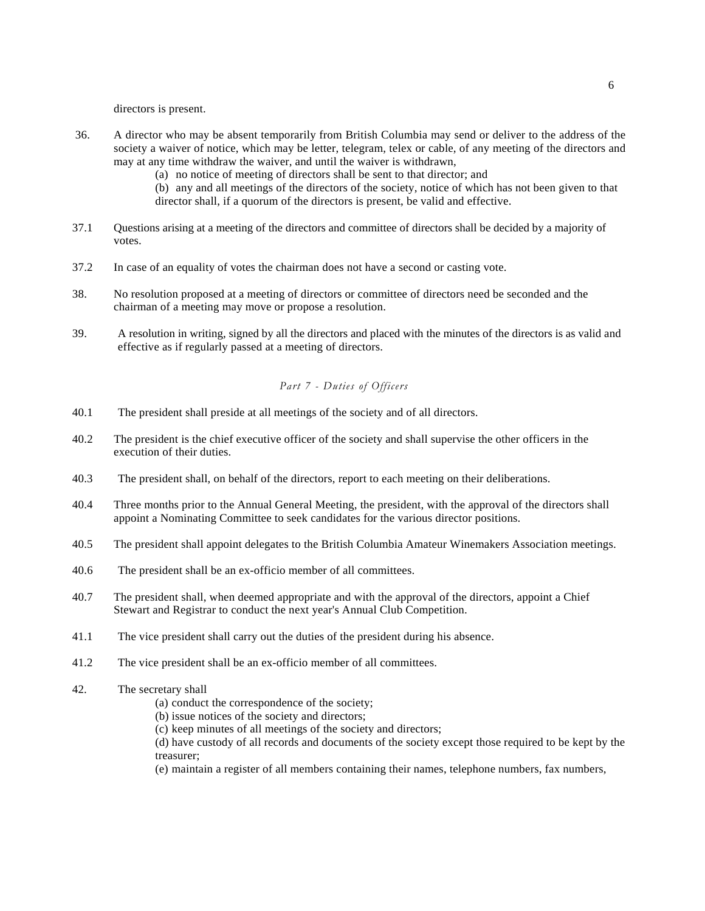directors is present.

36. A director who may be absent temporarily from British Columbia may send or deliver to the address of the society a waiver of notice, which may be letter, telegram, telex or cable, of any meeting of the directors and may at any time withdraw the waiver, and until the waiver is withdrawn,

    (a) no notice of meeting of directors shall be sent to that director; and

    (b) any and all meetings of the directors of the society, notice of which has not been given to that director shall, if a quorum of the directors is present, be valid and effective.

37.1 Questions arising at a meeting of the directors and committee of directors shall be decided by a majority of votes.

37.2 In case of an equality of votes the chairman does not have a second or casting vote.

38. No resolution proposed at a meeting of directors or committee of directors need be seconded and the chairman of a meeting may move or propose a resolution.

39. A resolution in writing, signed by all the directors and placed with the minutes of the directors is as valid and effective as if regularly passed at a meeting of directors.

## *Part 7 - Duties of Officers*

40.1 The president shall preside at all meetings of the society and of all directors.

40.2 The president is the chief executive officer of the society and shall supervise the other officers in the execution of their duties.

40.3 The president shall, on behalf of the directors, report to each meeting on their deliberations.

40.4 Three months prior to the Annual General Meeting, the president, with the approval of the directors shall appoint a Nominating Committee to seek candidates for the various director positions.

40.5 The president shall appoint delegates to the British Columbia Amateur Winemakers Association meetings.

40.6 The president shall be an ex-officio member of all committees.

40.7 The president shall, when deemed appropriate and with the approval of the directors, appoint a Chief Stewart and Registrar to conduct the next year's Annual Club Competition.

41.1 The vice president shall carry out the duties of the president during his absence.

41.2 The vice president shall be an ex-officio member of all committees.

42. The secretary shall

    (a) conduct the correspondence of the society;

    (b) issue notices of the society and directors;

    (c) keep minutes of all meetings of the society and directors;

    (d) have custody of all records and documents of the society except those required to be kept by the treasurer;

    (e) maintain a register of all members containing their names, telephone numbers, fax numbers,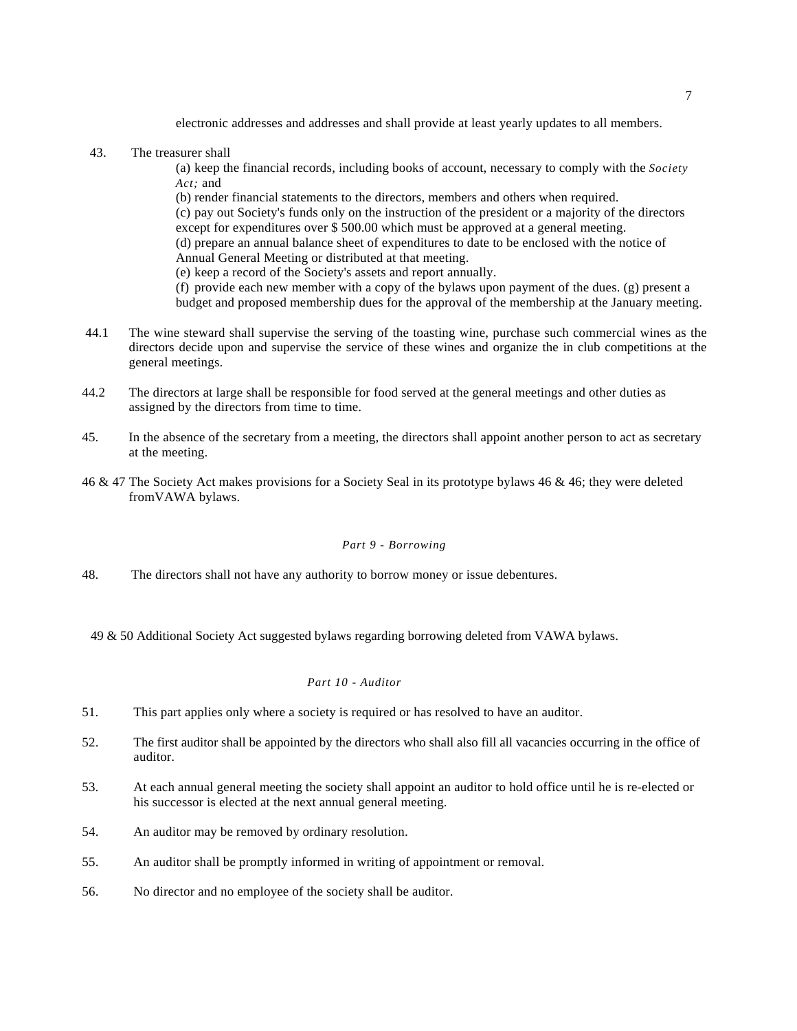electronic addresses and addresses and shall provide at least yearly updates to all members.

43. The treasurer shall

(a) keep the financial records, including books of account, necessary to comply with the *Society Act;* and
(b) render financial statements to the directors, members and others when required.
(c) pay out Society's funds only on the instruction of the president or a majority of the directors except for expenditures over $ 500.00 which must be approved at a general meeting.
(d) prepare an annual balance sheet of expenditures to date to be enclosed with the notice of Annual General Meeting or distributed at that meeting.
(e) keep a record of the Society's assets and report annually.
(f) provide each new member with a copy of the bylaws upon payment of the dues. (g) present a budget and proposed membership dues for the approval of the membership at the January meeting.

44.1 The wine steward shall supervise the serving of the toasting wine, purchase such commercial wines as the directors decide upon and supervise the service of these wines and organize the in club competitions at the general meetings.

44.2 The directors at large shall be responsible for food served at the general meetings and other duties as assigned by the directors from time to time.

45. In the absence of the secretary from a meeting, the directors shall appoint another person to act as secretary at the meeting.

46 & 47 The Society Act makes provisions for a Society Seal in its prototype bylaws 46 & 46; they were deleted fromVAWA bylaws.

*Part 9 - Borrowing*

48. The directors shall not have any authority to borrow money or issue debentures.

49 & 50 Additional Society Act suggested bylaws regarding borrowing deleted from VAWA bylaws.

*Part 10 - Auditor*

51. This part applies only where a society is required or has resolved to have an auditor.

52. The first auditor shall be appointed by the directors who shall also fill all vacancies occurring in the office of auditor.

53. At each annual general meeting the society shall appoint an auditor to hold office until he is re-elected or his successor is elected at the next annual general meeting.

54. An auditor may be removed by ordinary resolution.

55. An auditor shall be promptly informed in writing of appointment or removal.

56. No director and no employee of the society shall be auditor.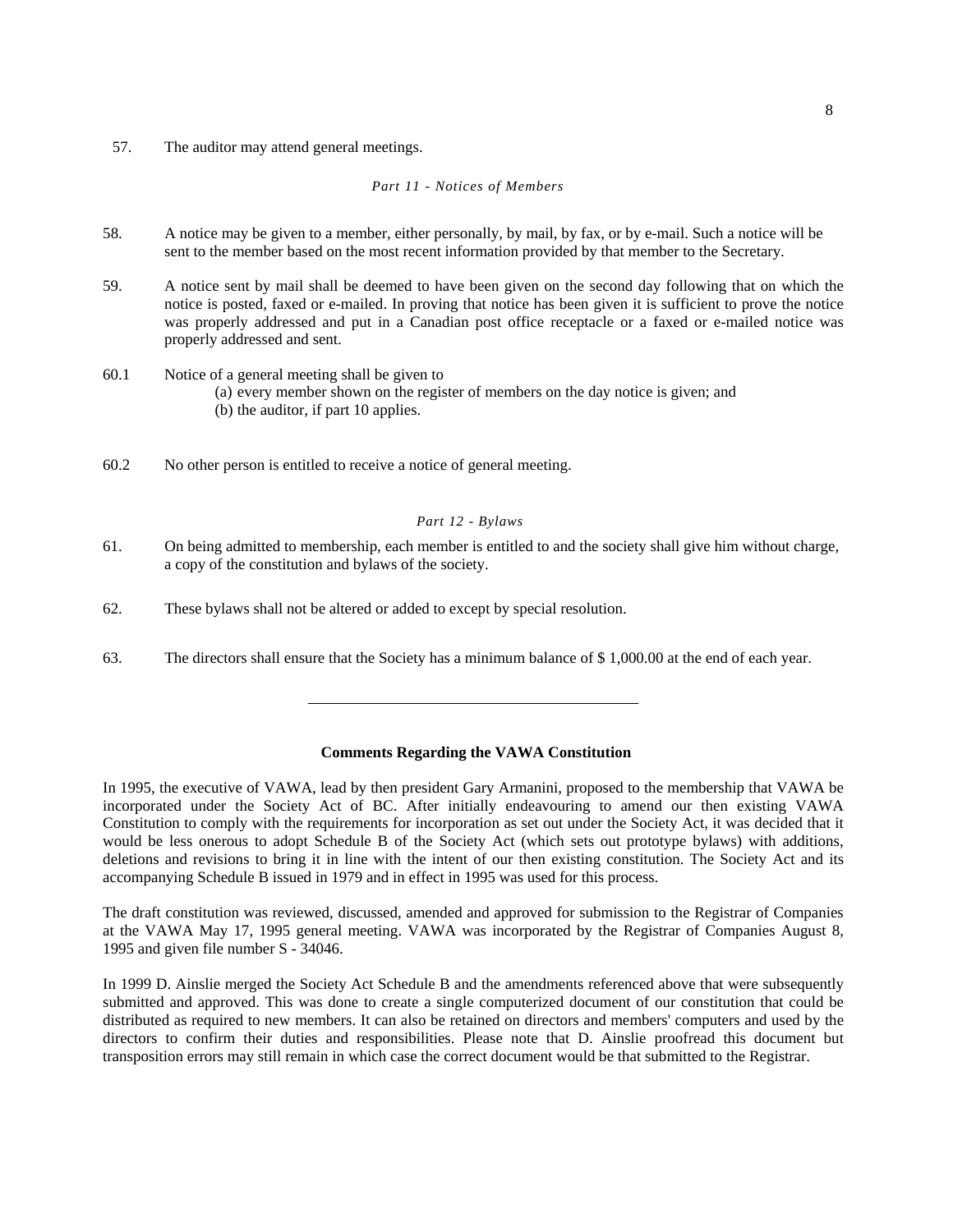57. The auditor may attend general meetings.

*Part 11 - Notices of Members*

58. A notice may be given to a member, either personally, by mail, by fax, or by e-mail. Such a notice will be sent to the member based on the most recent information provided by that member to the Secretary.

59. A notice sent by mail shall be deemed to have been given on the second day following that on which the notice is posted, faxed or e-mailed. In proving that notice has been given it is sufficient to prove the notice was properly addressed and put in a Canadian post office receptacle or a faxed or e-mailed notice was properly addressed and sent.

60.1 Notice of a general meeting shall be given to
   (a) every member shown on the register of members on the day notice is given; and
   (b) the auditor, if part 10 applies.

60.2 No other person is entitled to receive a notice of general meeting.

*Part 12 - Bylaws*

61. On being admitted to membership, each member is entitled to and the society shall give him without charge, a copy of the constitution and bylaws of the society.

62. These bylaws shall not be altered or added to except by special resolution.

63. The directors shall ensure that the Society has a minimum balance of $ 1,000.00 at the end of each year.

---

**Comments Regarding the VAWA Constitution**

In 1995, the executive of VAWA, lead by then president Gary Armanini, proposed to the membership that VAWA be incorporated under the Society Act of BC. After initially endeavouring to amend our then existing VAWA Constitution to comply with the requirements for incorporation as set out under the Society Act, it was decided that it would be less onerous to adopt Schedule B of the Society Act (which sets out prototype bylaws) with additions, deletions and revisions to bring it in line with the intent of our then existing constitution. The Society Act and its accompanying Schedule B issued in 1979 and in effect in 1995 was used for this process.

The draft constitution was reviewed, discussed, amended and approved for submission to the Registrar of Companies at the VAWA May 17, 1995 general meeting. VAWA was incorporated by the Registrar of Companies August 8, 1995 and given file number S - 34046.

In 1999 D. Ainslie merged the Society Act Schedule B and the amendments referenced above that were subsequently submitted and approved. This was done to create a single computerized document of our constitution that could be distributed as required to new members. It can also be retained on directors and members' computers and used by the directors to confirm their duties and responsibilities. Please note that D. Ainslie proofread this document but transposition errors may still remain in which case the correct document would be that submitted to the Registrar.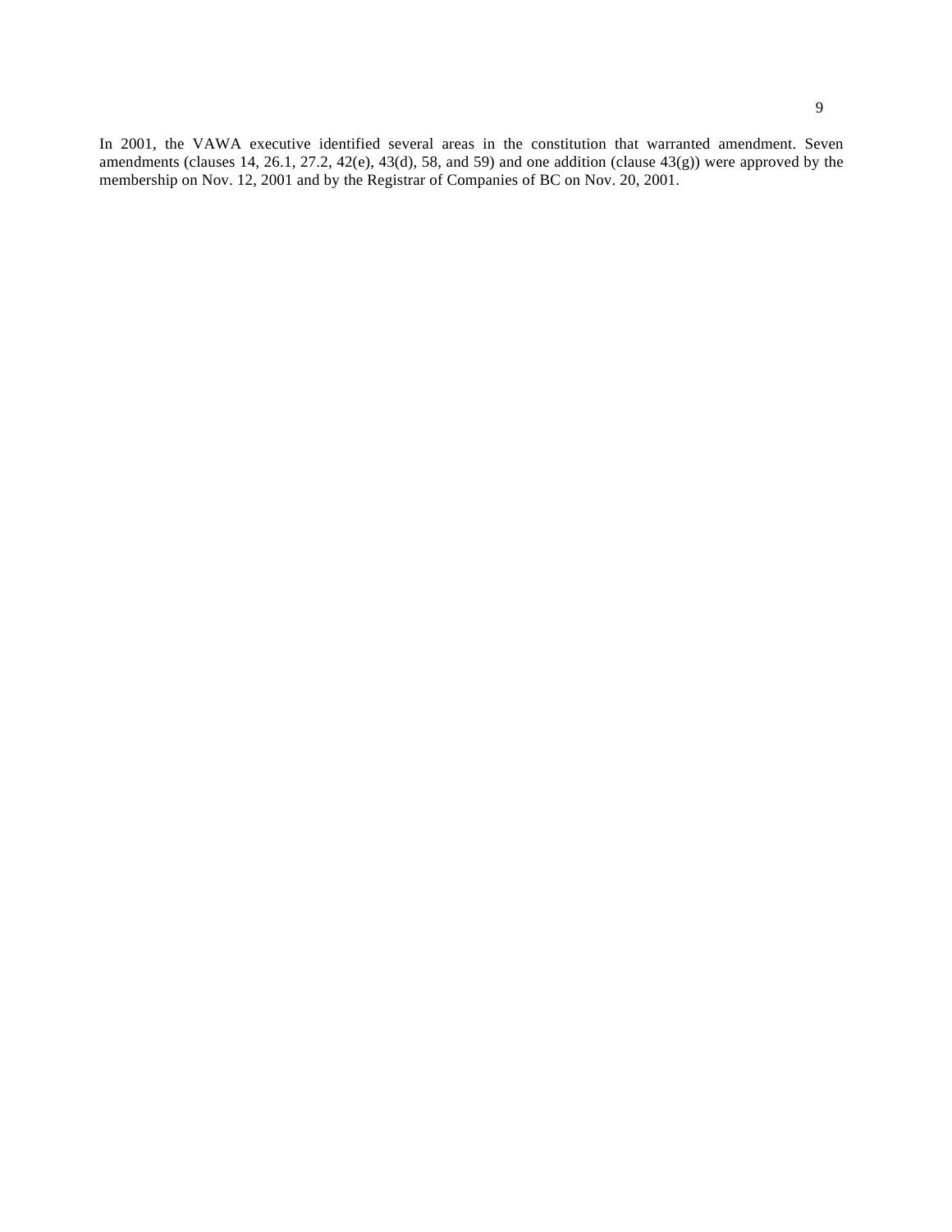In 2001, the VAWA executive identified several areas in the constitution that warranted amendment. Seven amendments (clauses 14, 26.1, 27.2, 42(e), 43(d), 58, and 59) and one addition (clause 43(g)) were approved by the membership on Nov. 12, 2001 and by the Registrar of Companies of BC on Nov. 20, 2001.